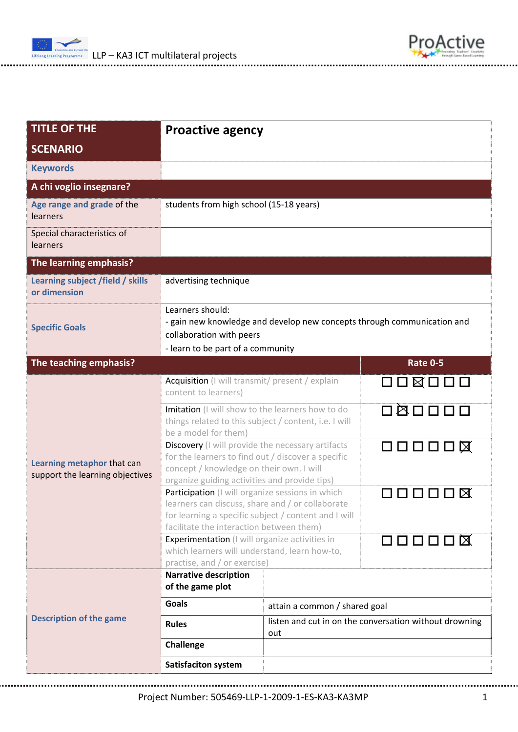| TITLE OF THE SCENARIO | Proactive agency | | |
|---|---|---|---|
| Keywords | | | |
| **A chi voglio insegnare?** | | | |
| Age range and grade of the learners | students from high school (15-18 years) | | |
| Special characteristics of learners | | | |
| **The learning emphasis?** | | | |
| Learning subject /field / skills or dimension | advertising technique | | |
| Specific Goals | Learners should:<br>- gain new knowledge and develop new concepts through communication and collaboration with peers<br>- learn to be part of a community | | |
| **The teaching emphasis?** | | | **Rate 0-5** |
| Learning metaphor that can support the learning objectives | Acquisition (I will transmit/ present / explain content to learners) | | ☐ ☐ ☒ ☐ ☐ ☐ |
| | Imitation (I will show to the learners how to do things related to this subject / content, i.e. I will be a model for them) | | ☐ ☒ ☐ ☐ ☐ ☐ |
| | Discovery (I will provide the necessary artifacts for the learners to find out / discover a specific concept / knowledge on their own. I will organize guiding activities and provide tips) | | ☐ ☐ ☐ ☐ ☐ ☒ |
| | Participation (I will organize sessions in which learners can discuss, share and / or collaborate for learning a specific subject / content and I will facilitate the interaction between them) | | ☐ ☐ ☐ ☐ ☐ ☒ |
| | Experimentation (I will organize activities in which learners will understand, learn how-to, practise, and / or exercise) | | ☐ ☐ ☐ ☐ ☐ ☒ |
| Description of the game | **Narrative description of the game plot** | | |
| | **Goals** | attain a common / shared goal | |
| | **Rules** | listen and cut in on the conversation without drowning out | |
| | **Challenge** | | |
| | **Satisfaciton system** | | |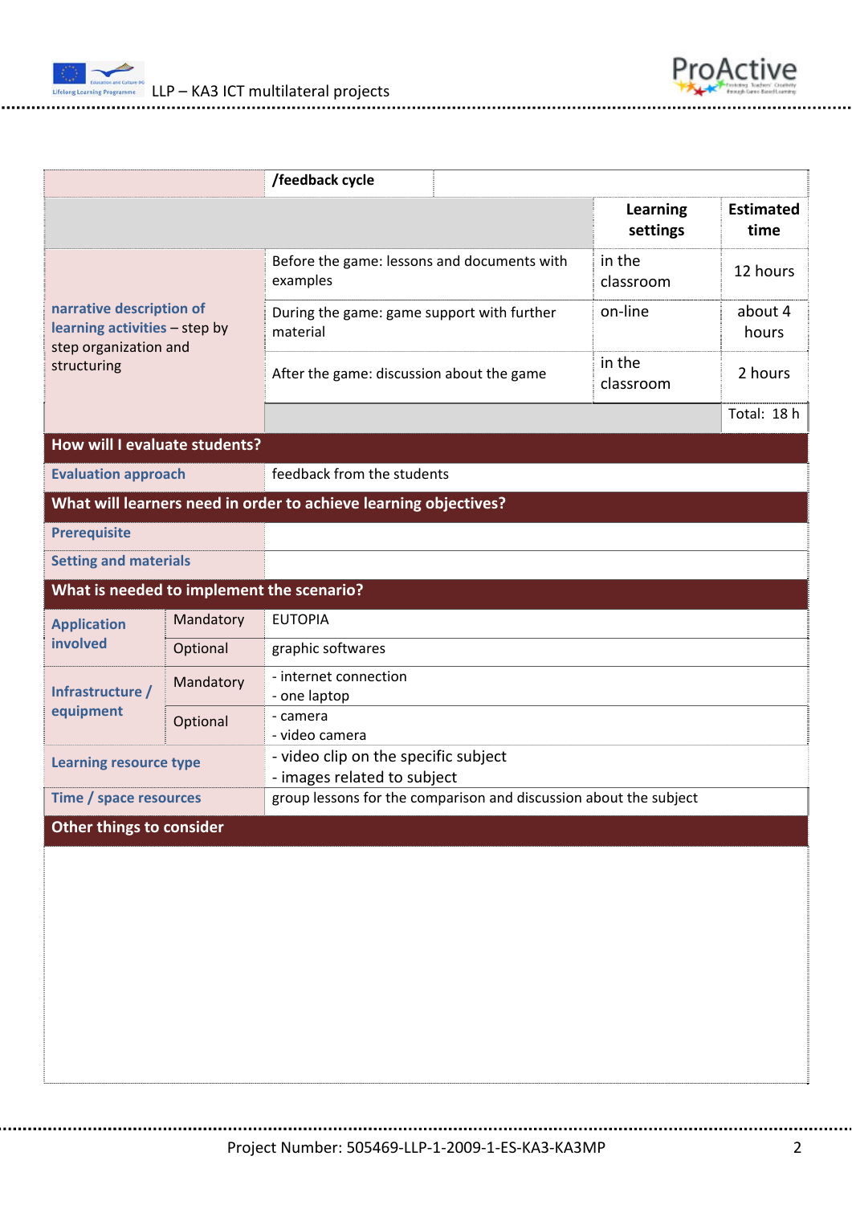| | | | |
|---|---|---|---|
| | /feedback cycle | | |
| | | **Learning settings** | **Estimated time** |
| **narrative description of learning activities** – step by step organization and structuring | Before the game: lessons and documents with examples | in the classroom | 12 hours |
| | During the game: game support with further material | on-line | about 4 hours |
| | After the game: discussion about the game | in the classroom | 2 hours |
| | | | Total: 18 h |

## How will I evaluate students?

| | |
|---|---|
| **Evaluation approach** | feedback from the students |

## What will learners need in order to achieve learning objectives?

| | |
|---|---|
| **Prerequisite** | |
| **Setting and materials** | |

## What is needed to implement the scenario?

| | | |
|---|---|---|
| **Application involved** | Mandatory | EUTOPIA |
| | Optional | graphic softwares |
| **Infrastructure / equipment** | Mandatory | - internet connection<br>- one laptop |
| | Optional | - camera<br>- video camera |
| **Learning resource type** | | - video clip on the specific subject<br>- images related to subject |
| **Time / space resources** | | group lessons for the comparison and discussion about the subject |

## Other things to consider